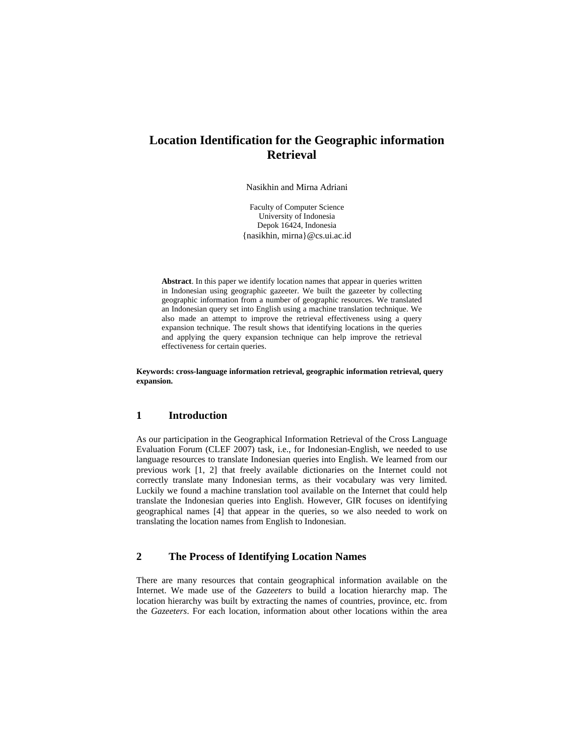# Location Identification for the Geographic information Retrieval

Nasikhin and Mirna Adriani

Faculty of Computer Science
University of Indonesia
Depok 16424, Indonesia
{nasikhin, mirna}@cs.ui.ac.id

**Abstract**. In this paper we identify location names that appear in queries written in Indonesian using geographic gazeeter. We built the gazeeter by collecting geographic information from a number of geographic resources. We translated an Indonesian query set into English using a machine translation technique. We also made an attempt to improve the retrieval effectiveness using a query expansion technique. The result shows that identifying locations in the queries and applying the query expansion technique can help improve the retrieval effectiveness for certain queries.

**Keywords: cross-language information retrieval, geographic information retrieval, query expansion.**

## 1 Introduction

As our participation in the Geographical Information Retrieval of the Cross Language Evaluation Forum (CLEF 2007) task, i.e., for Indonesian-English, we needed to use language resources to translate Indonesian queries into English. We learned from our previous work [1, 2] that freely available dictionaries on the Internet could not correctly translate many Indonesian terms, as their vocabulary was very limited. Luckily we found a machine translation tool available on the Internet that could help translate the Indonesian queries into English. However, GIR focuses on identifying geographical names [4] that appear in the queries, so we also needed to work on translating the location names from English to Indonesian.

## 2 The Process of Identifying Location Names

There are many resources that contain geographical information available on the Internet. We made use of the *Gazeeters* to build a location hierarchy map. The location hierarchy was built by extracting the names of countries, province, etc. from the *Gazeeters*. For each location, information about other locations within the area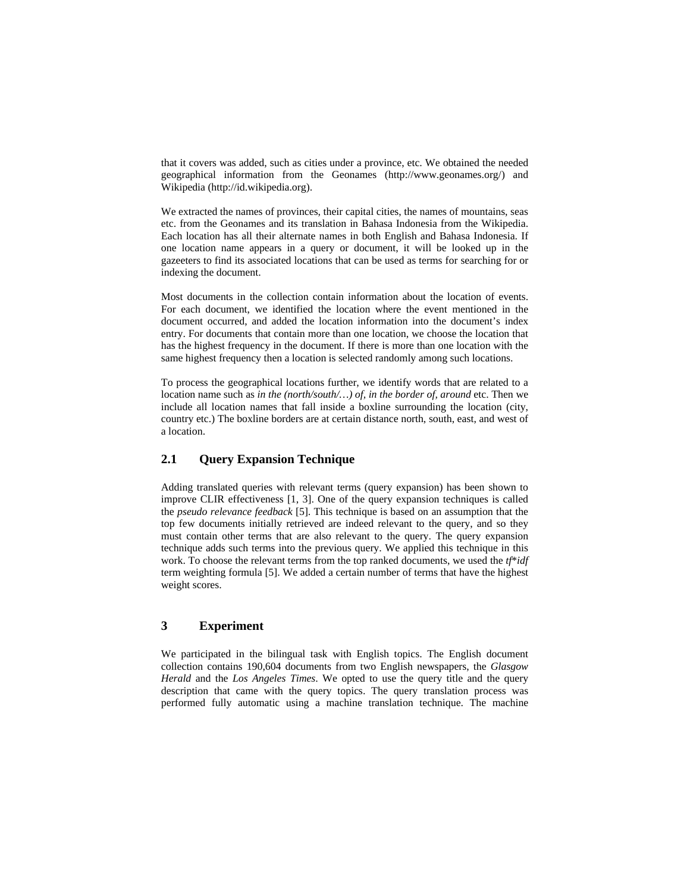that it covers was added, such as cities under a province, etc. We obtained the needed geographical information from the Geonames (http://www.geonames.org/) and Wikipedia (http://id.wikipedia.org).

We extracted the names of provinces, their capital cities, the names of mountains, seas etc. from the Geonames and its translation in Bahasa Indonesia from the Wikipedia. Each location has all their alternate names in both English and Bahasa Indonesia. If one location name appears in a query or document, it will be looked up in the gazeeters to find its associated locations that can be used as terms for searching for or indexing the document.

Most documents in the collection contain information about the location of events. For each document, we identified the location where the event mentioned in the document occurred, and added the location information into the document's index entry. For documents that contain more than one location, we choose the location that has the highest frequency in the document. If there is more than one location with the same highest frequency then a location is selected randomly among such locations.

To process the geographical locations further, we identify words that are related to a location name such as *in the (north/south/…) of*, *in the border of*, *around* etc. Then we include all location names that fall inside a boxline surrounding the location (city, country etc.) The boxline borders are at certain distance north, south, east, and west of a location.

## 2.1 Query Expansion Technique

Adding translated queries with relevant terms (query expansion) has been shown to improve CLIR effectiveness [1, 3]. One of the query expansion techniques is called the *pseudo relevance feedback* [5]. This technique is based on an assumption that the top few documents initially retrieved are indeed relevant to the query, and so they must contain other terms that are also relevant to the query. The query expansion technique adds such terms into the previous query. We applied this technique in this work. To choose the relevant terms from the top ranked documents, we used the *tf*\**idf* term weighting formula [5]. We added a certain number of terms that have the highest weight scores.

# 3 Experiment

We participated in the bilingual task with English topics. The English document collection contains 190,604 documents from two English newspapers, the *Glasgow Herald* and the *Los Angeles Times*. We opted to use the query title and the query description that came with the query topics. The query translation process was performed fully automatic using a machine translation technique. The machine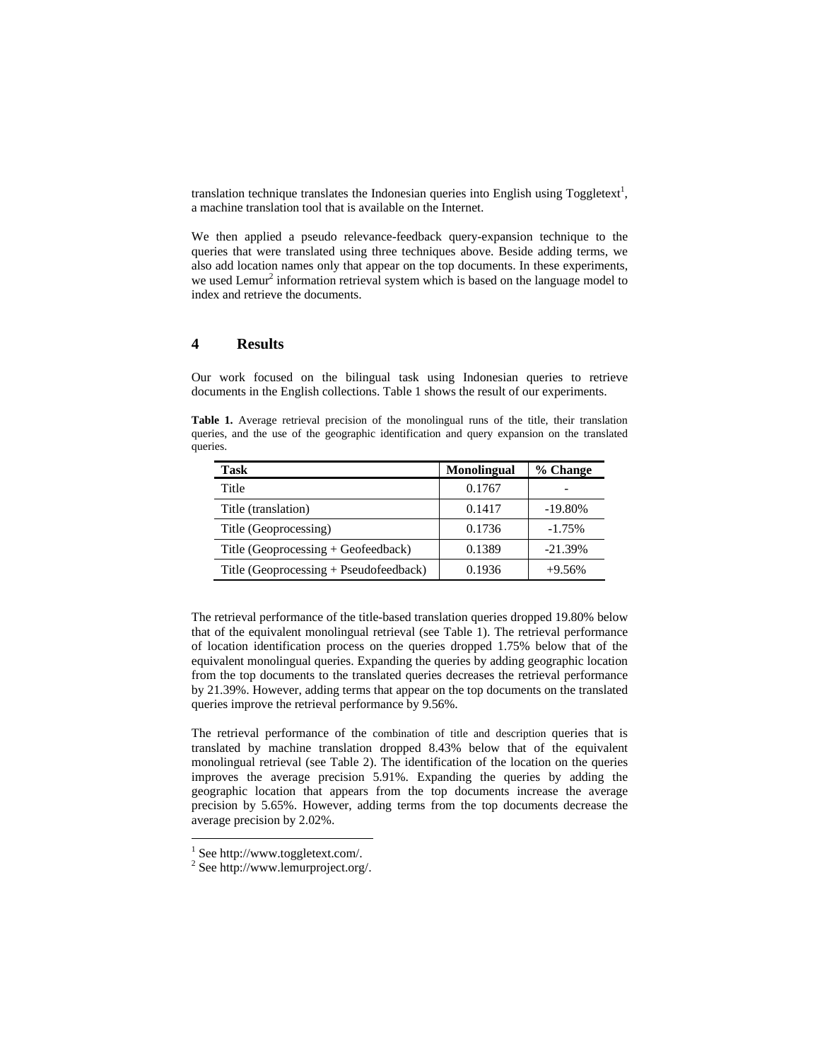translation technique translates the Indonesian queries into English using Toggletext[1], a machine translation tool that is available on the Internet.

We then applied a pseudo relevance-feedback query-expansion technique to the queries that were translated using three techniques above. Beside adding terms, we also add location names only that appear on the top documents. In these experiments, we used Lemur[2] information retrieval system which is based on the language model to index and retrieve the documents.

## 4 Results

Our work focused on the bilingual task using Indonesian queries to retrieve documents in the English collections. Table 1 shows the result of our experiments.

**Table 1.** Average retrieval precision of the monolingual runs of the title, their translation queries, and the use of the geographic identification and query expansion on the translated queries.

| Task | Monolingual | % Change |
|---|---|---|
| Title | 0.1767 | - |
| Title (translation) | 0.1417 | -19.80% |
| Title (Geoprocessing) | 0.1736 | -1.75% |
| Title (Geoprocessing + Geofeedback) | 0.1389 | -21.39% |
| Title (Geoprocessing + Pseudofeedback) | 0.1936 | +9.56% |

The retrieval performance of the title-based translation queries dropped 19.80% below that of the equivalent monolingual retrieval (see Table 1). The retrieval performance of location identification process on the queries dropped 1.75% below that of the equivalent monolingual queries. Expanding the queries by adding geographic location from the top documents to the translated queries decreases the retrieval performance by 21.39%. However, adding terms that appear on the top documents on the translated queries improve the retrieval performance by 9.56%.

The retrieval performance of the combination of title and description queries that is translated by machine translation dropped 8.43% below that of the equivalent monolingual retrieval (see Table 2). The identification of the location on the queries improves the average precision 5.91%. Expanding the queries by adding the geographic location that appears from the top documents increase the average precision by 5.65%. However, adding terms from the top documents decrease the average precision by 2.02%.

[1] See http://www.toggletext.com/.
[2] See http://www.lemurproject.org/.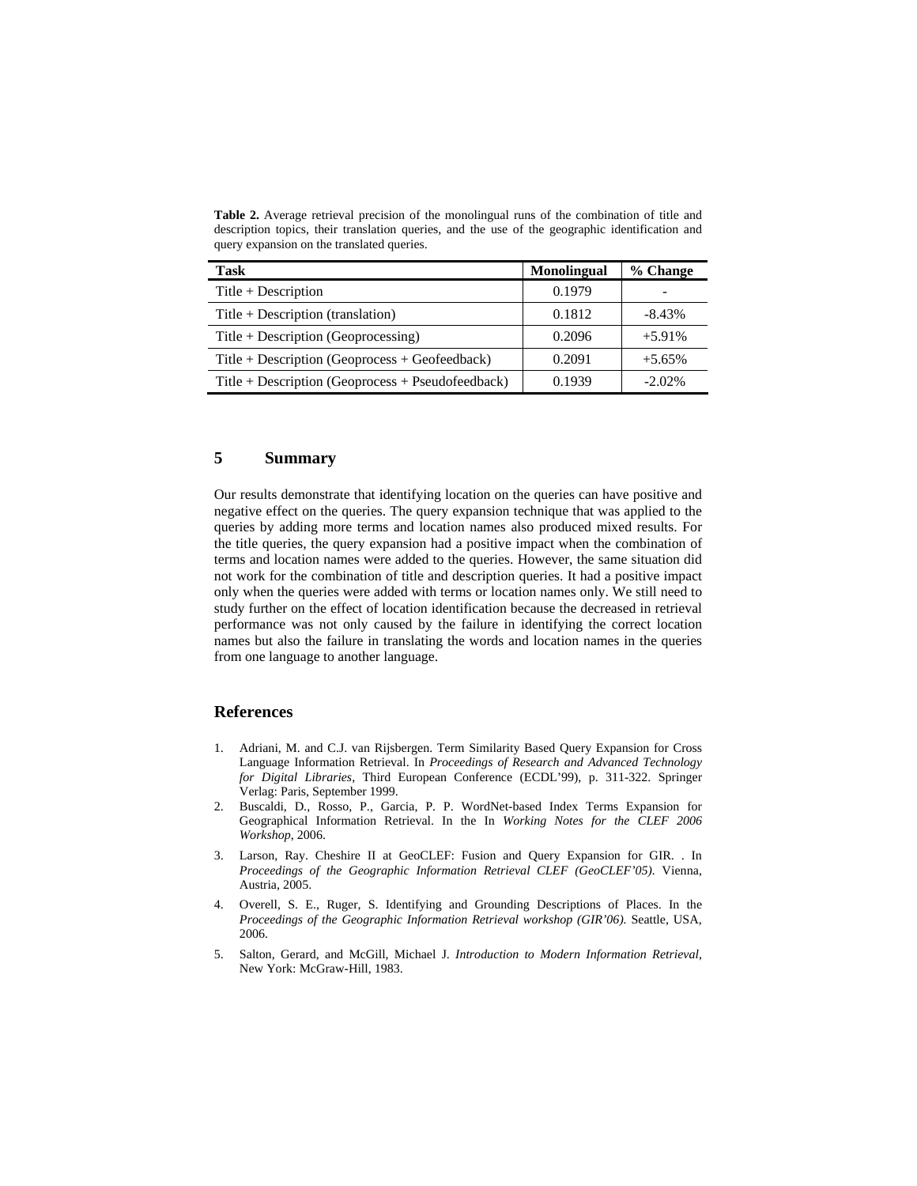**Table 2.** Average retrieval precision of the monolingual runs of the combination of title and description topics, their translation queries, and the use of the geographic identification and query expansion on the translated queries.

| Task | Monolingual | % Change |
|---|---|---|
| Title + Description | 0.1979 | - |
| Title + Description (translation) | 0.1812 | -8.43% |
| Title + Description (Geoprocessing) | 0.2096 | +5.91% |
| Title + Description (Geoprocess + Geofeedback) | 0.2091 | +5.65% |
| Title + Description (Geoprocess + Pseudofeedback) | 0.1939 | -2.02% |

## 5 Summary

Our results demonstrate that identifying location on the queries can have positive and negative effect on the queries. The query expansion technique that was applied to the queries by adding more terms and location names also produced mixed results. For the title queries, the query expansion had a positive impact when the combination of terms and location names were added to the queries. However, the same situation did not work for the combination of title and description queries. It had a positive impact only when the queries were added with terms or location names only. We still need to study further on the effect of location identification because the decreased in retrieval performance was not only caused by the failure in identifying the correct location names but also the failure in translating the words and location names in the queries from one language to another language.

## References

1. Adriani, M. and C.J. van Rijsbergen. Term Similarity Based Query Expansion for Cross Language Information Retrieval. In *Proceedings of Research and Advanced Technology for Digital Libraries*, Third European Conference (ECDL'99), p. 311-322. Springer Verlag: Paris, September 1999.
2. Buscaldi, D., Rosso, P., Garcia, P. P. WordNet-based Index Terms Expansion for Geographical Information Retrieval. In the In *Working Notes for the CLEF 2006 Workshop*, 2006.
3. Larson, Ray. Cheshire II at GeoCLEF: Fusion and Query Expansion for GIR. . In *Proceedings of the Geographic Information Retrieval CLEF (GeoCLEF'05)*. Vienna, Austria, 2005.
4. Overell, S. E., Ruger, S. Identifying and Grounding Descriptions of Places. In the *Proceedings of the Geographic Information Retrieval workshop (GIR'06)*. Seattle, USA, 2006.
5. Salton, Gerard, and McGill, Michael J. *Introduction to Modern Information Retrieval*, New York: McGraw-Hill, 1983.